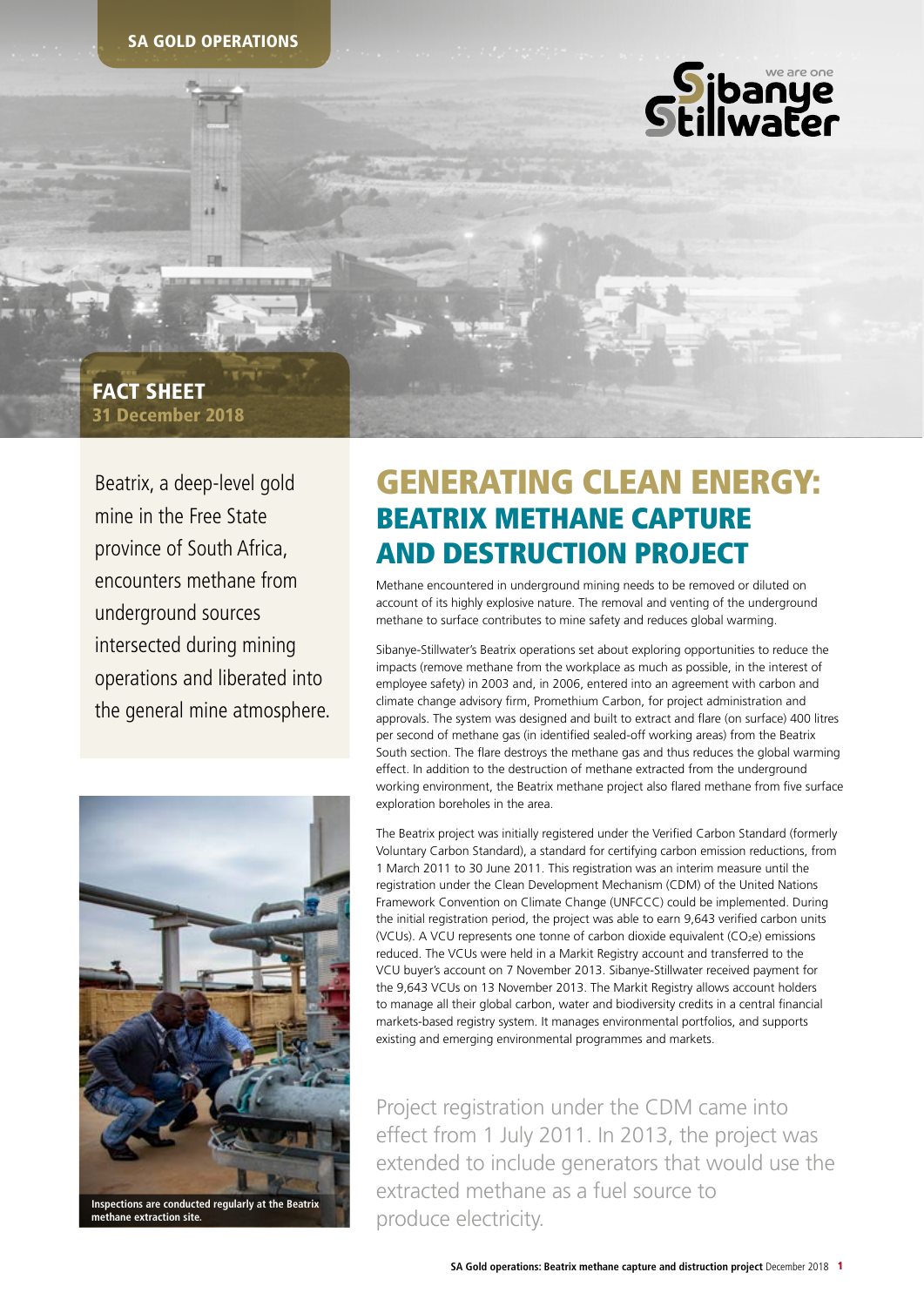SA GOLD OPERATIONS

FACT SHEET
**31 December 2018**

Beatrix, a deep-level gold mine in the Free State province of South Africa, encounters methane from underground sources intersected during mining operations and liberated into the general mine atmosphere.

Inspections are conducted regularly at the Beatrix methane extraction site.

# GENERATING CLEAN ENERGY: BEATRIX METHANE CAPTURE AND DESTRUCTION PROJECT

Methane encountered in underground mining needs to be removed or diluted on account of its highly explosive nature. The removal and venting of the underground methane to surface contributes to mine safety and reduces global warming.

Sibanye-Stillwater's Beatrix operations set about exploring opportunities to reduce the impacts (remove methane from the workplace as much as possible, in the interest of employee safety) in 2003 and, in 2006, entered into an agreement with carbon and climate change advisory firm, Promethium Carbon, for project administration and approvals. The system was designed and built to extract and flare (on surface) 400 litres per second of methane gas (in identified sealed-off working areas) from the Beatrix South section. The flare destroys the methane gas and thus reduces the global warming effect. In addition to the destruction of methane extracted from the underground working environment, the Beatrix methane project also flared methane from five surface exploration boreholes in the area.

The Beatrix project was initially registered under the Verified Carbon Standard (formerly Voluntary Carbon Standard), a standard for certifying carbon emission reductions, from 1 March 2011 to 30 June 2011. This registration was an interim measure until the registration under the Clean Development Mechanism (CDM) of the United Nations Framework Convention on Climate Change (UNFCCC) could be implemented. During the initial registration period, the project was able to earn 9,643 verified carbon units (VCUs). A VCU represents one tonne of carbon dioxide equivalent ($CO_2e$) emissions reduced. The VCUs were held in a Markit Registry account and transferred to the VCU buyer's account on 7 November 2013. Sibanye-Stillwater received payment for the 9,643 VCUs on 13 November 2013. The Markit Registry allows account holders to manage all their global carbon, water and biodiversity credits in a central financial markets-based registry system. It manages environmental portfolios, and supports existing and emerging environmental programmes and markets.

Project registration under the CDM came into effect from 1 July 2011. In 2013, the project was extended to include generators that would use the extracted methane as a fuel source to produce electricity.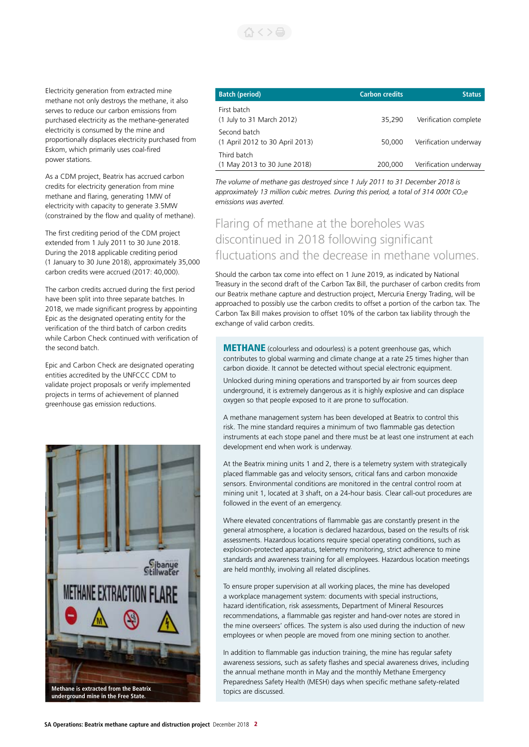Electricity generation from extracted mine methane not only destroys the methane, it also serves to reduce our carbon emissions from purchased electricity as the methane-generated electricity is consumed by the mine and proportionally displaces electricity purchased from Eskom, which primarily uses coal-fired power stations.

As a CDM project, Beatrix has accrued carbon credits for electricity generation from mine methane and flaring, generating 1MW of electricity with capacity to generate 3.5MW (constrained by the flow and quality of methane).

The first crediting period of the CDM project extended from 1 July 2011 to 30 June 2018. During the 2018 applicable crediting period (1 January to 30 June 2018), approximately 35,000 carbon credits were accrued (2017: 40,000).

The carbon credits accrued during the first period have been split into three separate batches. In 2018, we made significant progress by appointing Epic as the designated operating entity for the verification of the third batch of carbon credits while Carbon Check continued with verification of the second batch.

Epic and Carbon Check are designated operating entities accredited by the UNFCCC CDM to validate project proposals or verify implemented projects in terms of achievement of planned greenhouse gas emission reductions.

Methane is extracted from the Beatrix underground mine in the Free State.

| Batch (period) | Carbon credits | Status |
|---|---|---|
| First batch (1 July to 31 March 2012) | 35,290 | Verification complete |
| Second batch (1 April 2012 to 30 April 2013) | 50,000 | Verification underway |
| Third batch (1 May 2013 to 30 June 2018) | 200,000 | Verification underway |

*The volume of methane gas destroyed since 1 July 2011 to 31 December 2018 is approximately 13 million cubic metres. During this period, a total of 314 000t $CO_2e$ emissions was averted.*

## Flaring of methane at the boreholes was discontinued in 2018 following significant fluctuations and the decrease in methane volumes.

Should the carbon tax come into effect on 1 June 2019, as indicated by National Treasury in the second draft of the Carbon Tax Bill, the purchaser of carbon credits from our Beatrix methane capture and destruction project, Mercuria Energy Trading, will be approached to possibly use the carbon credits to offset a portion of the carbon tax. The Carbon Tax Bill makes provision to offset 10% of the carbon tax liability through the exchange of valid carbon credits.

**METHANE** (colourless and odourless) is a potent greenhouse gas, which contributes to global warming and climate change at a rate 25 times higher than carbon dioxide. It cannot be detected without special electronic equipment.

Unlocked during mining operations and transported by air from sources deep underground, it is extremely dangerous as it is highly explosive and can displace oxygen so that people exposed to it are prone to suffocation.

A methane management system has been developed at Beatrix to control this risk. The mine standard requires a minimum of two flammable gas detection instruments at each stope panel and there must be at least one instrument at each development end when work is underway.

At the Beatrix mining units 1 and 2, there is a telemetry system with strategically placed flammable gas and velocity sensors, critical fans and carbon monoxide sensors. Environmental conditions are monitored in the central control room at mining unit 1, located at 3 shaft, on a 24-hour basis. Clear call-out procedures are followed in the event of an emergency.

Where elevated concentrations of flammable gas are constantly present in the general atmosphere, a location is declared hazardous, based on the results of risk assessments. Hazardous locations require special operating conditions, such as explosion-protected apparatus, telemetry monitoring, strict adherence to mine standards and awareness training for all employees. Hazardous location meetings are held monthly, involving all related disciplines.

To ensure proper supervision at all working places, the mine has developed a workplace management system: documents with special instructions, hazard identification, risk assessments, Department of Mineral Resources recommendations, a flammable gas register and hand-over notes are stored in the mine overseers' offices. The system is also used during the induction of new employees or when people are moved from one mining section to another.

In addition to flammable gas induction training, the mine has regular safety awareness sessions, such as safety flashes and special awareness drives, including the annual methane month in May and the monthly Methane Emergency Preparedness Safety Health (MESH) days when specific methane safety-related topics are discussed.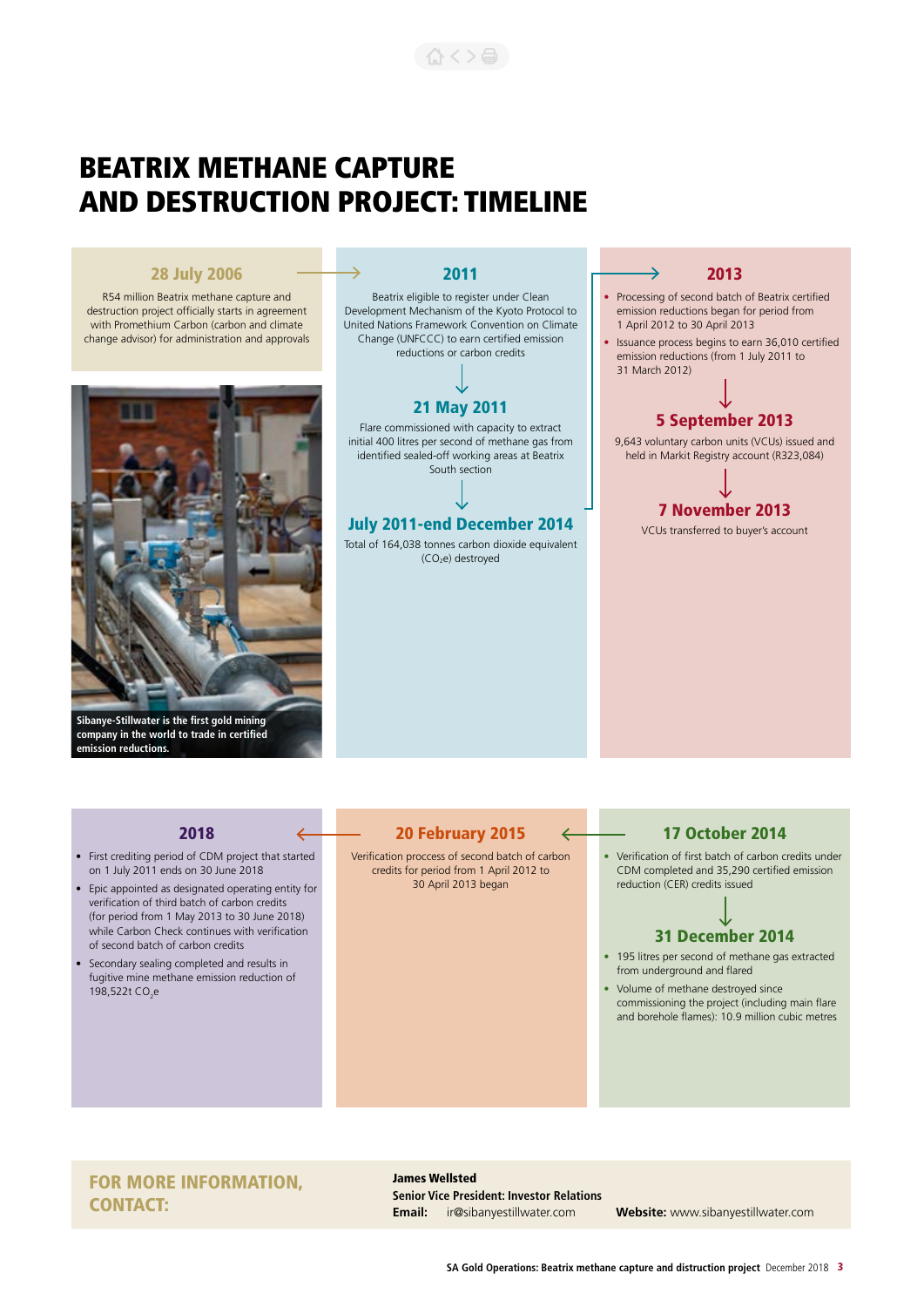# BEATRIX METHANE CAPTURE AND DESTRUCTION PROJECT: TIMELINE

### 28 July 2006

R54 million Beatrix methane capture and destruction project officially starts in agreement with Promethium Carbon (carbon and climate change advisor) for administration and approvals

**Sibanye-Stillwater is the first gold mining company in the world to trade in certified emission reductions.**

### 2011

Beatrix eligible to register under Clean Development Mechanism of the Kyoto Protocol to United Nations Framework Convention on Climate Change (UNFCCC) to earn certified emission reductions or carbon credits

### 21 May 2011

Flare commissioned with capacity to extract initial 400 litres per second of methane gas from identified sealed-off working areas at Beatrix South section

### July 2011-end December 2014

Total of 164,038 tonnes carbon dioxide equivalent ($CO_2e$) destroyed

### 2013

- Processing of second batch of Beatrix certified emission reductions began for period from 1 April 2012 to 30 April 2013
- Issuance process begins to earn 36,010 certified emission reductions (from 1 July 2011 to 31 March 2012)

### 5 September 2013

9,643 voluntary carbon units (VCUs) issued and held in Markit Registry account (R323,084)

### 7 November 2013

VCUs transferred to buyer's account

### 17 October 2014

- Verification of first batch of carbon credits under CDM completed and 35,290 certified emission reduction (CER) credits issued

### 31 December 2014

- 195 litres per second of methane gas extracted from underground and flared
- Volume of methane destroyed since commissioning the project (including main flare and borehole flames): 10.9 million cubic metres

### 20 February 2015

Verification proccess of second batch of carbon credits for period from 1 April 2012 to 30 April 2013 began

### 2018

- First crediting period of CDM project that started on 1 July 2011 ends on 30 June 2018
- Epic appointed as designated operating entity for verification of third batch of carbon credits (for period from 1 May 2013 to 30 June 2018) while Carbon Check continues with verification of second batch of carbon credits
- Secondary sealing completed and results in fugitive mine methane emission reduction of 198,522t $CO_2e$

## FOR MORE INFORMATION, CONTACT:

**James Wellsted**
**Senior Vice President: Investor Relations**
**Email:** ir@sibanyestillwater.com
**Website:** www.sibanyestillwater.com